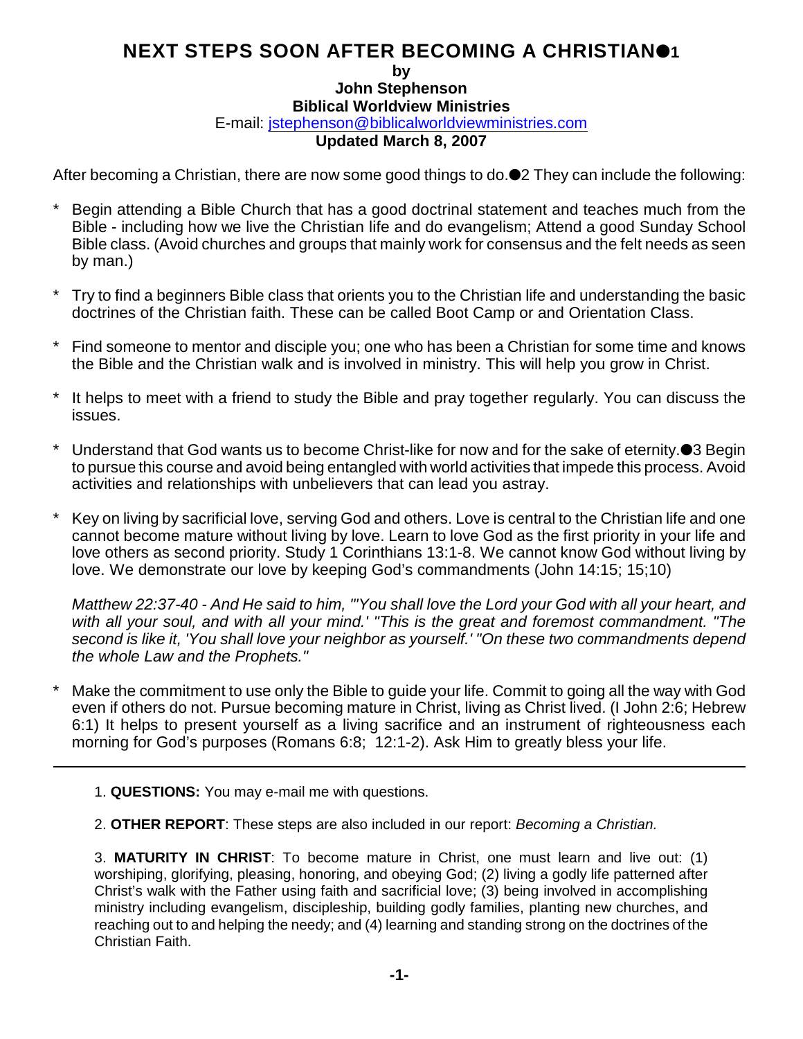# NEXT STEPS SOON AFTER BECOMING A CHRISTIAN[1]

**by**

**John Stephenson**

**Biblical Worldview Ministries**

E-mail: jstephenson@biblicalworldviewministries.com

**Updated March 8, 2007**

After becoming a Christian, there are now some good things to do.[2] They can include the following:

* Begin attending a Bible Church that has a good doctrinal statement and teaches much from the Bible - including how we live the Christian life and do evangelism; Attend a good Sunday School Bible class. (Avoid churches and groups that mainly work for consensus and the felt needs as seen by man.)

* Try to find a beginners Bible class that orients you to the Christian life and understanding the basic doctrines of the Christian faith. These can be called Boot Camp or and Orientation Class.

* Find someone to mentor and disciple you; one who has been a Christian for some time and knows the Bible and the Christian walk and is involved in ministry. This will help you grow in Christ.

* It helps to meet with a friend to study the Bible and pray together regularly. You can discuss the issues.

* Understand that God wants us to become Christ-like for now and for the sake of eternity.[3] Begin to pursue this course and avoid being entangled with world activities that impede this process. Avoid activities and relationships with unbelievers that can lead you astray.

* Key on living by sacrificial love, serving God and others. Love is central to the Christian life and one cannot become mature without living by love. Learn to love God as the first priority in your life and love others as second priority. Study 1 Corinthians 13:1-8. We cannot know God without living by love. We demonstrate our love by keeping God's commandments (John 14:15; 15;10)

  *Matthew 22:37-40 - And He said to him, "'You shall love the Lord your God with all your heart, and with all your soul, and with all your mind.' "This is the great and foremost commandment. "The second is like it, 'You shall love your neighbor as yourself.' "On these two commandments depend the whole Law and the Prophets."*

* Make the commitment to use only the Bible to guide your life. Commit to going all the way with God even if others do not. Pursue becoming mature in Christ, living as Christ lived. (I John 2:6; Hebrew 6:1) It helps to present yourself as a living sacrifice and an instrument of righteousness each morning for God's purposes (Romans 6:8; 12:1-2). Ask Him to greatly bless your life.

---

1. **QUESTIONS:** You may e-mail me with questions.

2. **OTHER REPORT**: These steps are also included in our report: *Becoming a Christian.*

3. **MATURITY IN CHRIST**: To become mature in Christ, one must learn and live out: (1) worshiping, glorifying, pleasing, honoring, and obeying God; (2) living a godly life patterned after Christ's walk with the Father using faith and sacrificial love; (3) being involved in accomplishing ministry including evangelism, discipleship, building godly families, planting new churches, and reaching out to and helping the needy; and (4) learning and standing strong on the doctrines of the Christian Faith.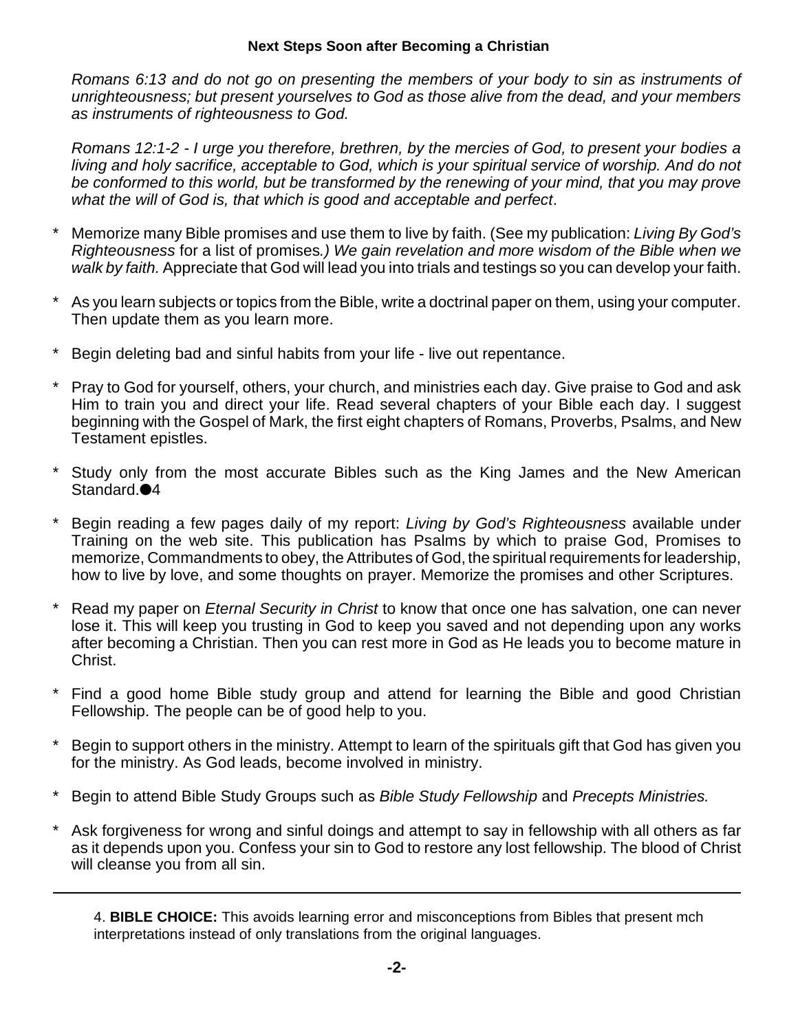**Next Steps Soon after Becoming a Christian**

*Romans 6:13 and do not go on presenting the members of your body to sin as instruments of unrighteousness; but present yourselves to God as those alive from the dead, and your members as instruments of righteousness to God.*

*Romans 12:1-2 - I urge you therefore, brethren, by the mercies of God, to present your bodies a living and holy sacrifice, acceptable to God, which is your spiritual service of worship. And do not be conformed to this world, but be transformed by the renewing of your mind, that you may prove what the will of God is, that which is good and acceptable and perfect*.

* Memorize many Bible promises and use them to live by faith. (See my publication: *Living By God's Righteousness* for a list of promises*.) We gain revelation and more wisdom of the Bible when we walk by faith.* Appreciate that God will lead you into trials and testings so you can develop your faith.

* As you learn subjects or topics from the Bible, write a doctrinal paper on them, using your computer. Then update them as you learn more.

* Begin deleting bad and sinful habits from your life - live out repentance.

* Pray to God for yourself, others, your church, and ministries each day. Give praise to God and ask Him to train you and direct your life. Read several chapters of your Bible each day. I suggest beginning with the Gospel of Mark, the first eight chapters of Romans, Proverbs, Psalms, and New Testament epistles.

* Study only from the most accurate Bibles such as the King James and the New American Standard.●4

* Begin reading a few pages daily of my report: *Living by God's Righteousness* available under Training on the web site. This publication has Psalms by which to praise God, Promises to memorize, Commandments to obey, the Attributes of God, the spiritual requirements for leadership, how to live by love, and some thoughts on prayer. Memorize the promises and other Scriptures.

* Read my paper on *Eternal Security in Christ* to know that once one has salvation, one can never lose it. This will keep you trusting in God to keep you saved and not depending upon any works after becoming a Christian. Then you can rest more in God as He leads you to become mature in Christ.

* Find a good home Bible study group and attend for learning the Bible and good Christian Fellowship. The people can be of good help to you.

* Begin to support others in the ministry. Attempt to learn of the spirituals gift that God has given you for the ministry. As God leads, become involved in ministry.

* Begin to attend Bible Study Groups such as *Bible Study Fellowship* and *Precepts Ministries.*

* Ask forgiveness for wrong and sinful doings and attempt to say in fellowship with all others as far as it depends upon you. Confess your sin to God to restore any lost fellowship. The blood of Christ will cleanse you from all sin.

---

4. **BIBLE CHOICE:** This avoids learning error and misconceptions from Bibles that present mch interpretations instead of only translations from the original languages.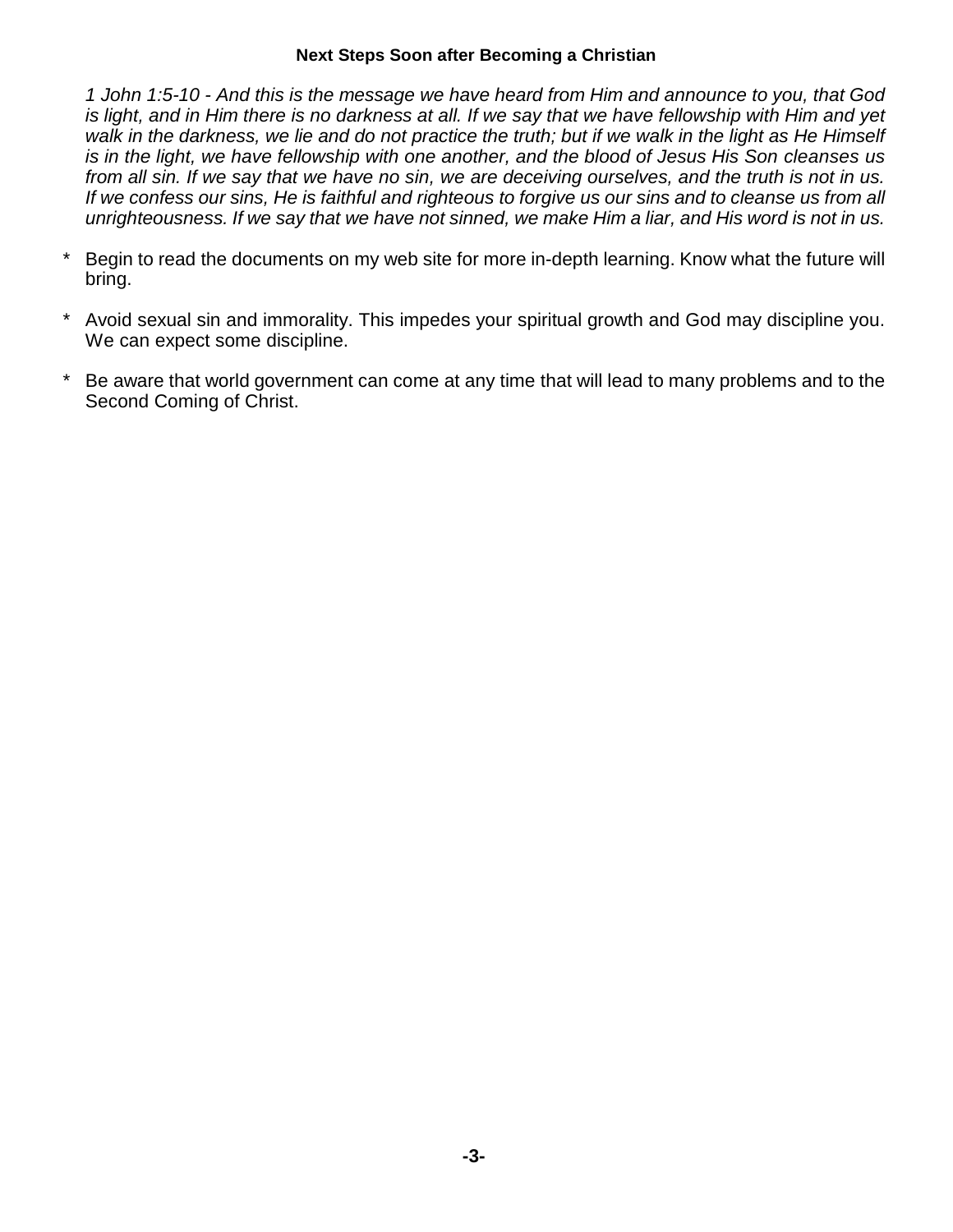**Next Steps Soon after Becoming a Christian**

*1 John 1:5-10 - And this is the message we have heard from Him and announce to you, that God is light, and in Him there is no darkness at all. If we say that we have fellowship with Him and yet walk in the darkness, we lie and do not practice the truth; but if we walk in the light as He Himself is in the light, we have fellowship with one another, and the blood of Jesus His Son cleanses us from all sin. If we say that we have no sin, we are deceiving ourselves, and the truth is not in us. If we confess our sins, He is faithful and righteous to forgive us our sins and to cleanse us from all unrighteousness. If we say that we have not sinned, we make Him a liar, and His word is not in us.*

* Begin to read the documents on my web site for more in-depth learning. Know what the future will bring.

* Avoid sexual sin and immorality. This impedes your spiritual growth and God may discipline you. We can expect some discipline.

* Be aware that world government can come at any time that will lead to many problems and to the Second Coming of Christ.